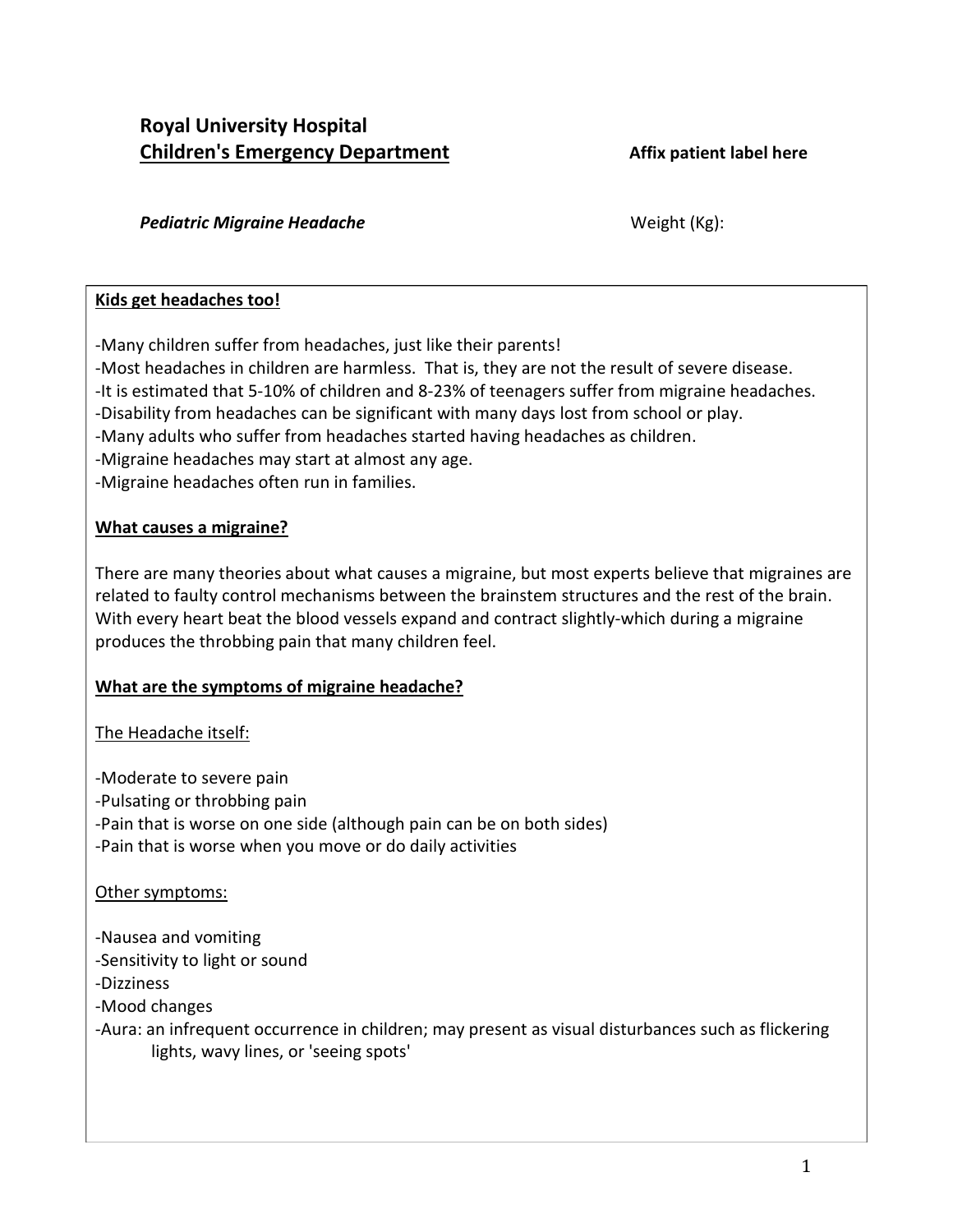**Royal University Hospital**
**Children's Emergency Department**

**Affix patient label here**

***Pediatric Migraine Headache***

Weight (Kg):

**Kids get headaches too!**

-Many children suffer from headaches, just like their parents!
-Most headaches in children are harmless. That is, they are not the result of severe disease.
-It is estimated that 5-10% of children and 8-23% of teenagers suffer from migraine headaches.
-Disability from headaches can be significant with many days lost from school or play.
-Many adults who suffer from headaches started having headaches as children.
-Migraine headaches may start at almost any age.
-Migraine headaches often run in families.

**What causes a migraine?**

There are many theories about what causes a migraine, but most experts believe that migraines are related to faulty control mechanisms between the brainstem structures and the rest of the brain. With every heart beat the blood vessels expand and contract slightly-which during a migraine produces the throbbing pain that many children feel.

**What are the symptoms of migraine headache?**

The Headache itself:

-Moderate to severe pain
-Pulsating or throbbing pain
-Pain that is worse on one side (although pain can be on both sides)
-Pain that is worse when you move or do daily activities

Other symptoms:

-Nausea and vomiting
-Sensitivity to light or sound
-Dizziness
-Mood changes
-Aura: an infrequent occurrence in children; may present as visual disturbances such as flickering lights, wavy lines, or 'seeing spots'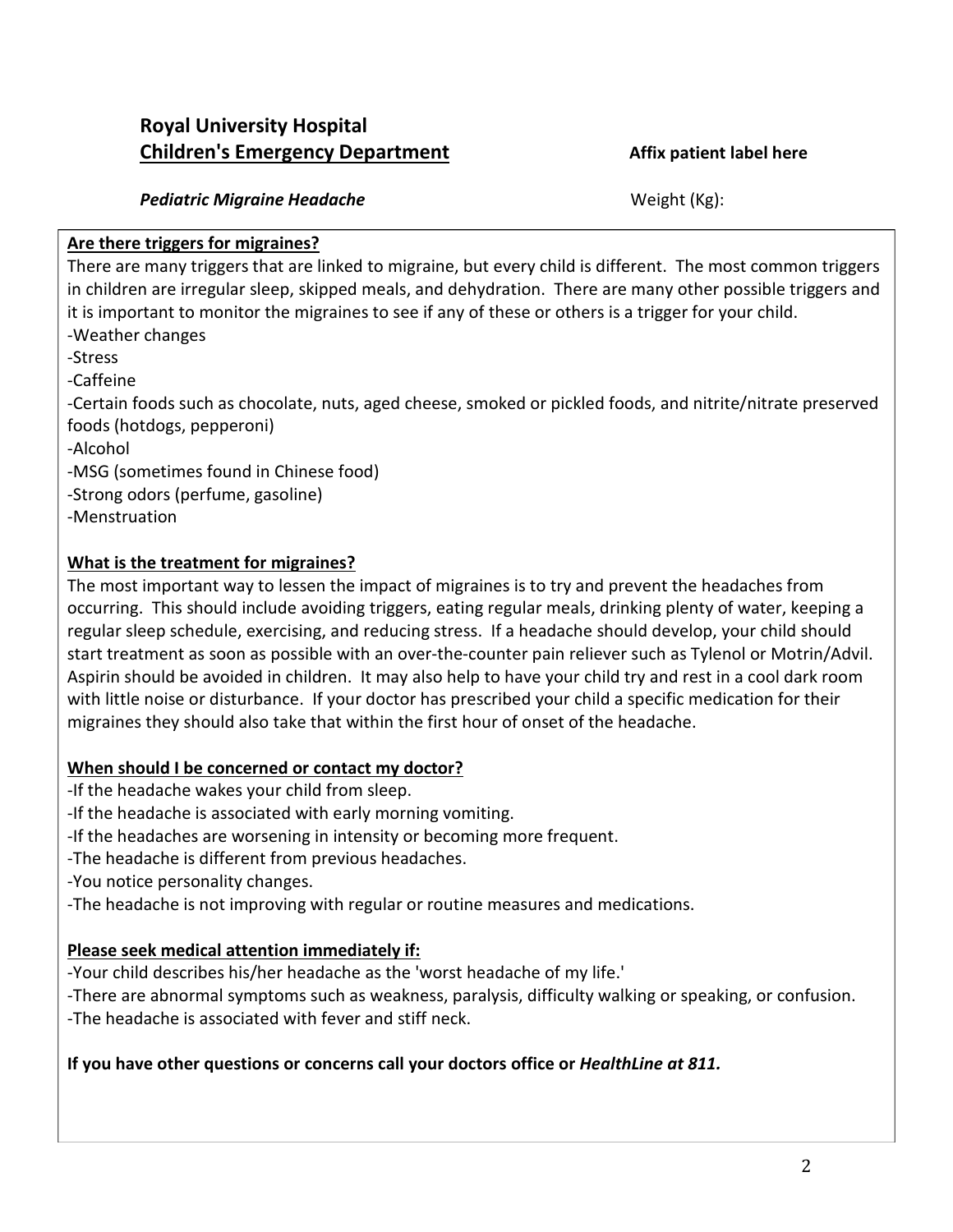**Royal University Hospital**
**Children's Emergency Department**

**Affix patient label here**

***Pediatric Migraine Headache***

Weight (Kg):

**Are there triggers for migraines?**

There are many triggers that are linked to migraine, but every child is different. The most common triggers in children are irregular sleep, skipped meals, and dehydration. There are many other possible triggers and it is important to monitor the migraines to see if any of these or others is a trigger for your child.

-Weather changes
-Stress
-Caffeine
-Certain foods such as chocolate, nuts, aged cheese, smoked or pickled foods, and nitrite/nitrate preserved foods (hotdogs, pepperoni)
-Alcohol
-MSG (sometimes found in Chinese food)
-Strong odors (perfume, gasoline)
-Menstruation

**What is the treatment for migraines?**

The most important way to lessen the impact of migraines is to try and prevent the headaches from occurring. This should include avoiding triggers, eating regular meals, drinking plenty of water, keeping a regular sleep schedule, exercising, and reducing stress. If a headache should develop, your child should start treatment as soon as possible with an over-the-counter pain reliever such as Tylenol or Motrin/Advil. Aspirin should be avoided in children. It may also help to have your child try and rest in a cool dark room with little noise or disturbance. If your doctor has prescribed your child a specific medication for their migraines they should also take that within the first hour of onset of the headache.

**When should I be concerned or contact my doctor?**

-If the headache wakes your child from sleep.
-If the headache is associated with early morning vomiting.
-If the headaches are worsening in intensity or becoming more frequent.
-The headache is different from previous headaches.
-You notice personality changes.
-The headache is not improving with regular or routine measures and medications.

**Please seek medical attention immediately if:**

-Your child describes his/her headache as the 'worst headache of my life.'
-There are abnormal symptoms such as weakness, paralysis, difficulty walking or speaking, or confusion.
-The headache is associated with fever and stiff neck.

**If you have other questions or concerns call your doctors office or *HealthLine at 811.***